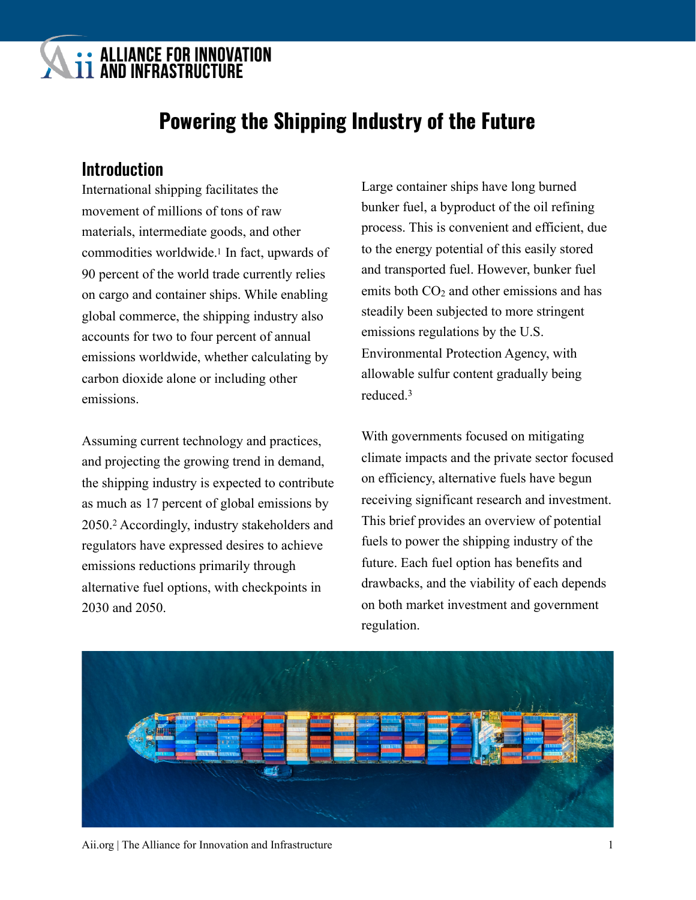# Powering the Shipping Industry of the Future

## Introduction

International shipping facilitates the movement of millions of tons of raw materials, intermediate goods, and other commodities worldwide.[1] In fact, upwards of 90 percent of the world trade currently relies on cargo and container ships. While enabling global commerce, the shipping industry also accounts for two to four percent of annual emissions worldwide, whether calculating by carbon dioxide alone or including other emissions.

Assuming current technology and practices, and projecting the growing trend in demand, the shipping industry is expected to contribute as much as 17 percent of global emissions by 2050.[2] Accordingly, industry stakeholders and regulators have expressed desires to achieve emissions reductions primarily through alternative fuel options, with checkpoints in 2030 and 2050.

Large container ships have long burned bunker fuel, a byproduct of the oil refining process. This is convenient and efficient, due to the energy potential of this easily stored and transported fuel. However, bunker fuel emits both $CO_2$ and other emissions and has steadily been subjected to more stringent emissions regulations by the U.S. Environmental Protection Agency, with allowable sulfur content gradually being reduced.[3]

With governments focused on mitigating climate impacts and the private sector focused on efficiency, alternative fuels have begun receiving significant research and investment. This brief provides an overview of potential fuels to power the shipping industry of the future. Each fuel option has benefits and drawbacks, and the viability of each depends on both market investment and government regulation.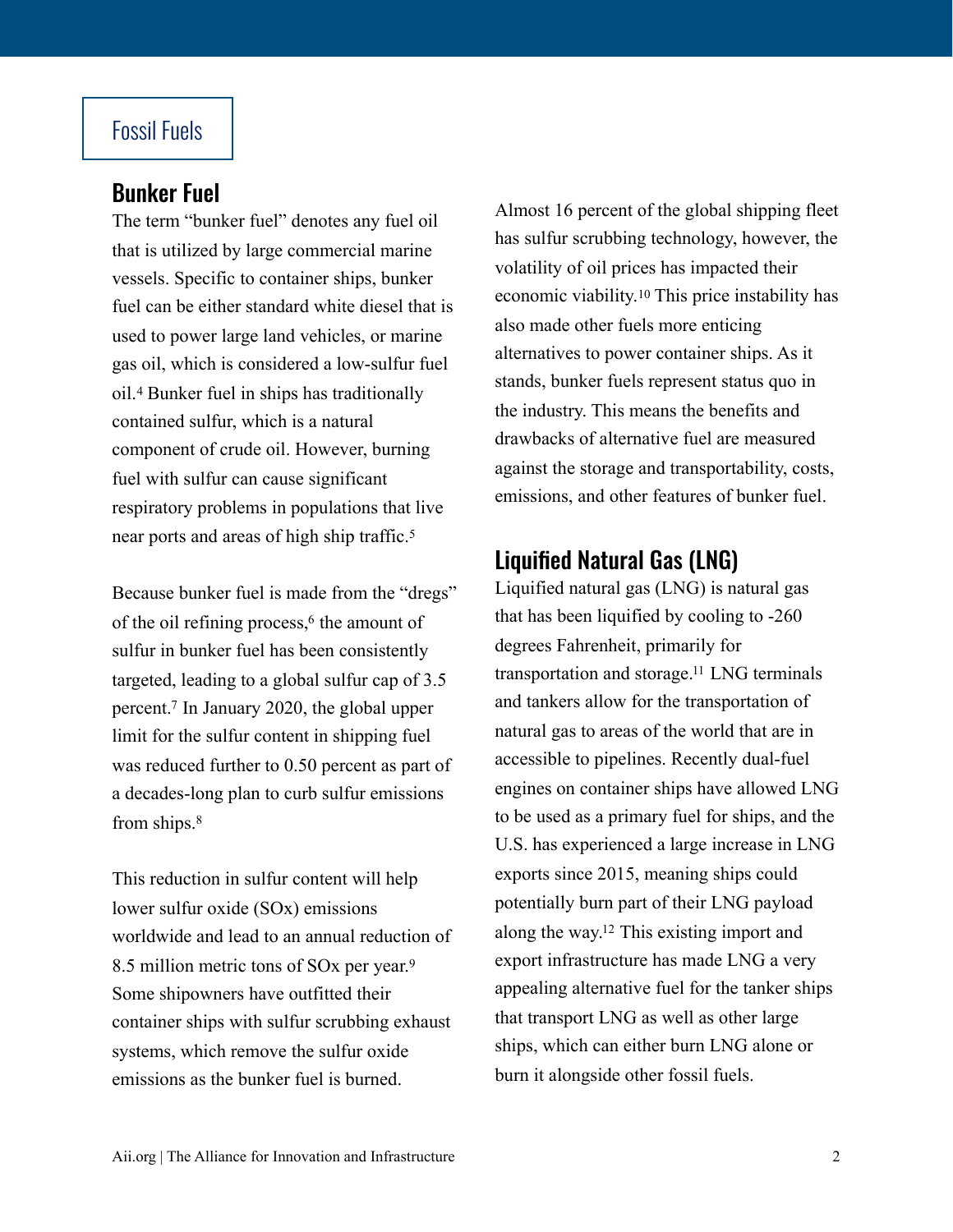# Fossil Fuels

## Bunker Fuel

The term "bunker fuel" denotes any fuel oil that is utilized by large commercial marine vessels. Specific to container ships, bunker fuel can be either standard white diesel that is used to power large land vehicles, or marine gas oil, which is considered a low-sulfur fuel oil.[4] Bunker fuel in ships has traditionally contained sulfur, which is a natural component of crude oil. However, burning fuel with sulfur can cause significant respiratory problems in populations that live near ports and areas of high ship traffic.[5]

Because bunker fuel is made from the "dregs" of the oil refining process,[6] the amount of sulfur in bunker fuel has been consistently targeted, leading to a global sulfur cap of 3.5 percent.[7] In January 2020, the global upper limit for the sulfur content in shipping fuel was reduced further to 0.50 percent as part of a decades-long plan to curb sulfur emissions from ships.[8]

This reduction in sulfur content will help lower sulfur oxide (SOx) emissions worldwide and lead to an annual reduction of 8.5 million metric tons of SOx per year.[9] Some shipowners have outfitted their container ships with sulfur scrubbing exhaust systems, which remove the sulfur oxide emissions as the bunker fuel is burned.

Almost 16 percent of the global shipping fleet has sulfur scrubbing technology, however, the volatility of oil prices has impacted their economic viability.[10] This price instability has also made other fuels more enticing alternatives to power container ships. As it stands, bunker fuels represent status quo in the industry. This means the benefits and drawbacks of alternative fuel are measured against the storage and transportability, costs, emissions, and other features of bunker fuel.

## Liquified Natural Gas (LNG)

Liquified natural gas (LNG) is natural gas that has been liquified by cooling to -260 degrees Fahrenheit, primarily for transportation and storage.[11] LNG terminals and tankers allow for the transportation of natural gas to areas of the world that are in accessible to pipelines. Recently dual-fuel engines on container ships have allowed LNG to be used as a primary fuel for ships, and the U.S. has experienced a large increase in LNG exports since 2015, meaning ships could potentially burn part of their LNG payload along the way.[12] This existing import and export infrastructure has made LNG a very appealing alternative fuel for the tanker ships that transport LNG as well as other large ships, which can either burn LNG alone or burn it alongside other fossil fuels.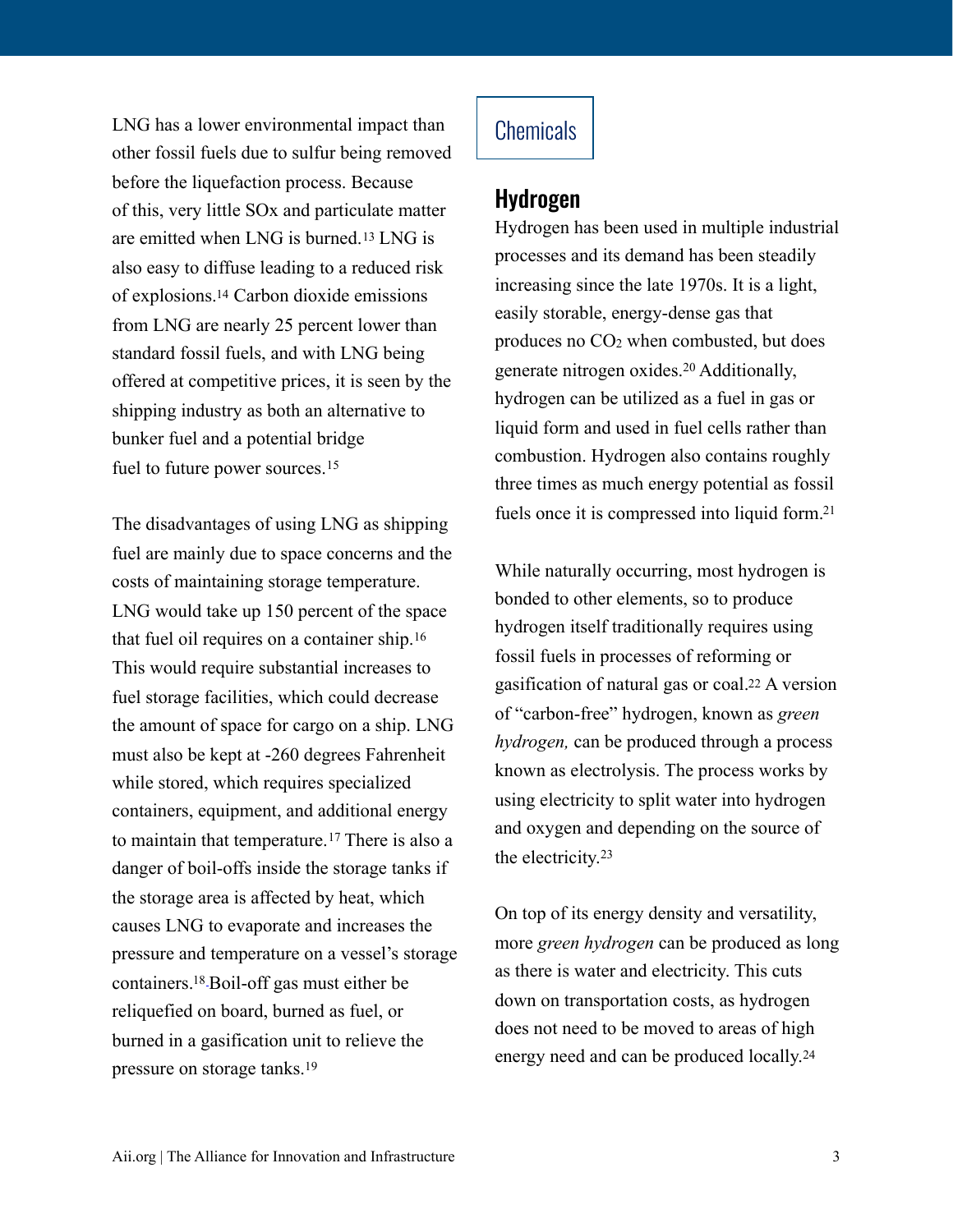LNG has a lower environmental impact than other fossil fuels due to sulfur being removed before the liquefaction process. Because of this, very little SOx and particulate matter are emitted when LNG is burned.[13] LNG is also easy to diffuse leading to a reduced risk of explosions.[14] Carbon dioxide emissions from LNG are nearly 25 percent lower than standard fossil fuels, and with LNG being offered at competitive prices, it is seen by the shipping industry as both an alternative to bunker fuel and a potential bridge fuel to future power sources.[15]

The disadvantages of using LNG as shipping fuel are mainly due to space concerns and the costs of maintaining storage temperature. LNG would take up 150 percent of the space that fuel oil requires on a container ship.[16] This would require substantial increases to fuel storage facilities, which could decrease the amount of space for cargo on a ship. LNG must also be kept at -260 degrees Fahrenheit while stored, which requires specialized containers, equipment, and additional energy to maintain that temperature.[17] There is also a danger of boil-offs inside the storage tanks if the storage area is affected by heat, which causes LNG to evaporate and increases the pressure and temperature on a vessel's storage containers.[18] Boil-off gas must either be reliquefied on board, burned as fuel, or burned in a gasification unit to relieve the pressure on storage tanks.[19]

## Chemicals

### Hydrogen

Hydrogen has been used in multiple industrial processes and its demand has been steadily increasing since the late 1970s. It is a light, easily storable, energy-dense gas that produces no $CO_2$ when combusted, but does generate nitrogen oxides.[20] Additionally, hydrogen can be utilized as a fuel in gas or liquid form and used in fuel cells rather than combustion. Hydrogen also contains roughly three times as much energy potential as fossil fuels once it is compressed into liquid form.[21]

While naturally occurring, most hydrogen is bonded to other elements, so to produce hydrogen itself traditionally requires using fossil fuels in processes of reforming or gasification of natural gas or coal.[22] A version of "carbon-free" hydrogen, known as *green hydrogen,* can be produced through a process known as electrolysis. The process works by using electricity to split water into hydrogen and oxygen and depending on the source of the electricity.[23]

On top of its energy density and versatility, more *green hydrogen* can be produced as long as there is water and electricity. This cuts down on transportation costs, as hydrogen does not need to be moved to areas of high energy need and can be produced locally.[24]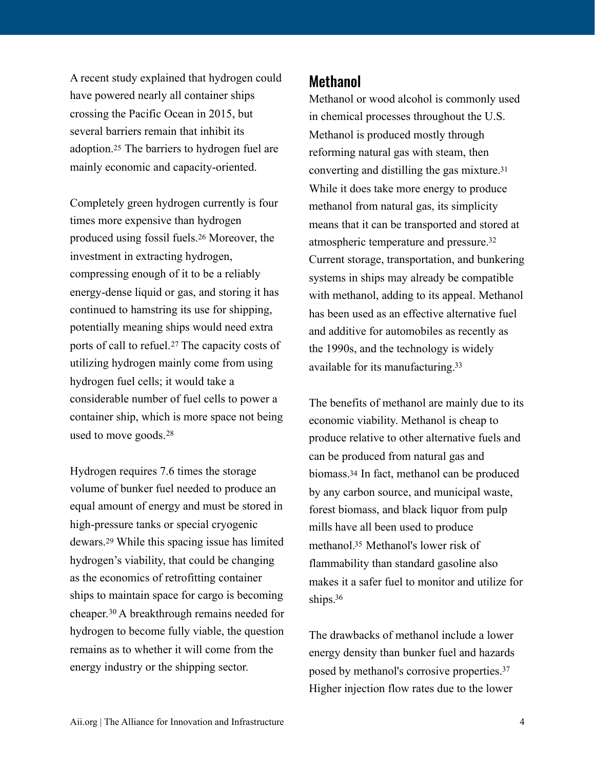A recent study explained that hydrogen could have powered nearly all container ships crossing the Pacific Ocean in 2015, but several barriers remain that inhibit its adoption.[25] The barriers to hydrogen fuel are mainly economic and capacity-oriented.

Completely green hydrogen currently is four times more expensive than hydrogen produced using fossil fuels.[26] Moreover, the investment in extracting hydrogen, compressing enough of it to be a reliably energy-dense liquid or gas, and storing it has continued to hamstring its use for shipping, potentially meaning ships would need extra ports of call to refuel.[27] The capacity costs of utilizing hydrogen mainly come from using hydrogen fuel cells; it would take a considerable number of fuel cells to power a container ship, which is more space not being used to move goods.[28]

Hydrogen requires 7.6 times the storage volume of bunker fuel needed to produce an equal amount of energy and must be stored in high-pressure tanks or special cryogenic dewars.[29] While this spacing issue has limited hydrogen's viability, that could be changing as the economics of retrofitting container ships to maintain space for cargo is becoming cheaper.[30] A breakthrough remains needed for hydrogen to become fully viable, the question remains as to whether it will come from the energy industry or the shipping sector.

## Methanol

Methanol or wood alcohol is commonly used in chemical processes throughout the U.S. Methanol is produced mostly through reforming natural gas with steam, then converting and distilling the gas mixture.[31] While it does take more energy to produce methanol from natural gas, its simplicity means that it can be transported and stored at atmospheric temperature and pressure.[32] Current storage, transportation, and bunkering systems in ships may already be compatible with methanol, adding to its appeal. Methanol has been used as an effective alternative fuel and additive for automobiles as recently as the 1990s, and the technology is widely available for its manufacturing.[33]

The benefits of methanol are mainly due to its economic viability. Methanol is cheap to produce relative to other alternative fuels and can be produced from natural gas and biomass.[34] In fact, methanol can be produced by any carbon source, and municipal waste, forest biomass, and black liquor from pulp mills have all been used to produce methanol.[35] Methanol's lower risk of flammability than standard gasoline also makes it a safer fuel to monitor and utilize for ships.[36]

The drawbacks of methanol include a lower energy density than bunker fuel and hazards posed by methanol's corrosive properties.[37] Higher injection flow rates due to the lower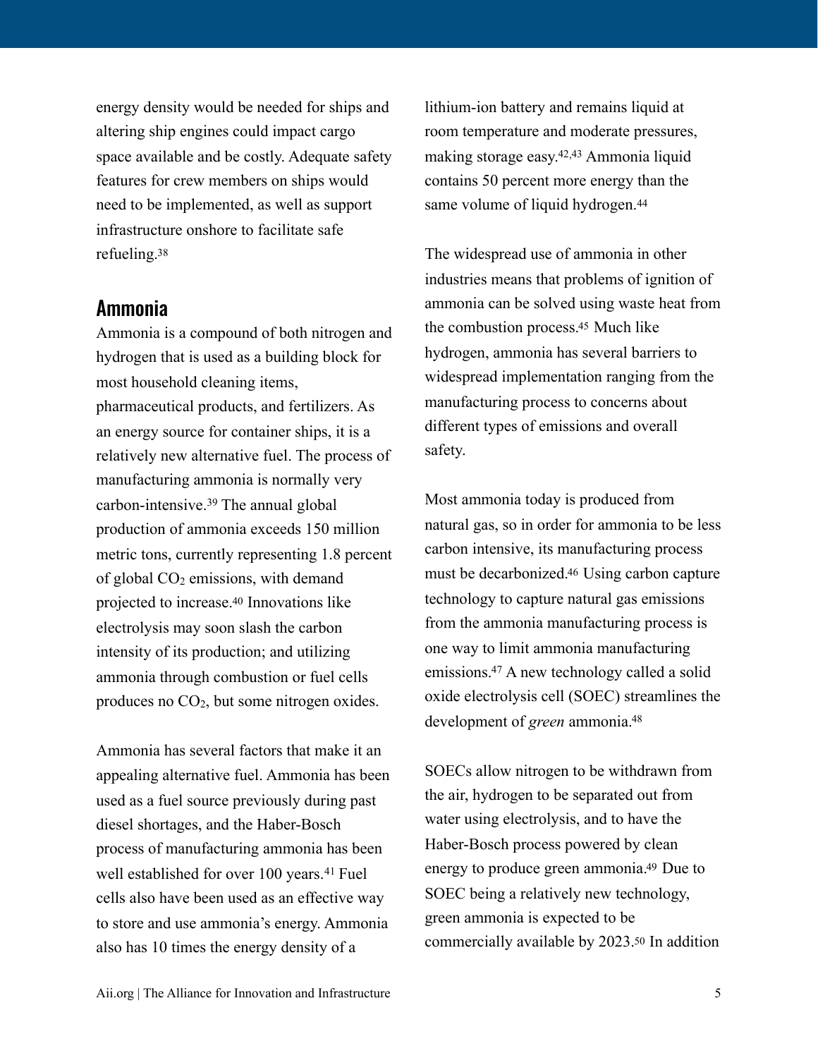energy density would be needed for ships and altering ship engines could impact cargo space available and be costly. Adequate safety features for crew members on ships would need to be implemented, as well as support infrastructure onshore to facilitate safe refueling.[38]

## Ammonia

Ammonia is a compound of both nitrogen and hydrogen that is used as a building block for most household cleaning items, pharmaceutical products, and fertilizers. As an energy source for container ships, it is a relatively new alternative fuel. The process of manufacturing ammonia is normally very carbon-intensive.[39] The annual global production of ammonia exceeds 150 million metric tons, currently representing 1.8 percent of global $CO_2$ emissions, with demand projected to increase.[40] Innovations like electrolysis may soon slash the carbon intensity of its production; and utilizing ammonia through combustion or fuel cells produces no $CO_2$, but some nitrogen oxides.

Ammonia has several factors that make it an appealing alternative fuel. Ammonia has been used as a fuel source previously during past diesel shortages, and the Haber-Bosch process of manufacturing ammonia has been well established for over 100 years.[41] Fuel cells also have been used as an effective way to store and use ammonia's energy. Ammonia also has 10 times the energy density of a lithium-ion battery and remains liquid at room temperature and moderate pressures, making storage easy.[42,43] Ammonia liquid contains 50 percent more energy than the same volume of liquid hydrogen.[44]

The widespread use of ammonia in other industries means that problems of ignition of ammonia can be solved using waste heat from the combustion process.[45] Much like hydrogen, ammonia has several barriers to widespread implementation ranging from the manufacturing process to concerns about different types of emissions and overall safety.

Most ammonia today is produced from natural gas, so in order for ammonia to be less carbon intensive, its manufacturing process must be decarbonized.[46] Using carbon capture technology to capture natural gas emissions from the ammonia manufacturing process is one way to limit ammonia manufacturing emissions.[47] A new technology called a solid oxide electrolysis cell (SOEC) streamlines the development of *green* ammonia.[48]

SOECs allow nitrogen to be withdrawn from the air, hydrogen to be separated out from water using electrolysis, and to have the Haber-Bosch process powered by clean energy to produce green ammonia.[49] Due to SOEC being a relatively new technology, green ammonia is expected to be commercially available by 2023.[50] In addition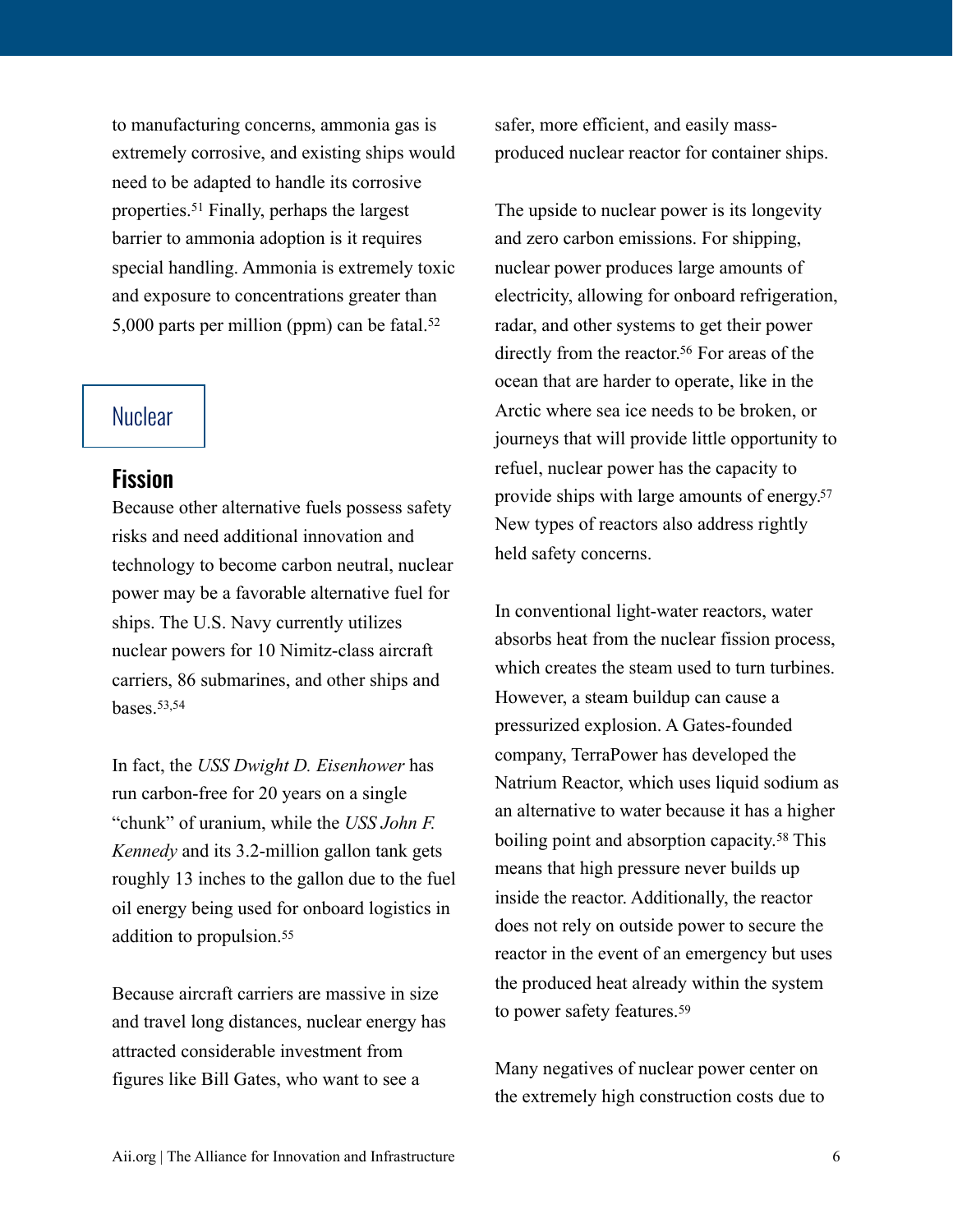to manufacturing concerns, ammonia gas is extremely corrosive, and existing ships would need to be adapted to handle its corrosive properties.[51] Finally, perhaps the largest barrier to ammonia adoption is it requires special handling. Ammonia is extremely toxic and exposure to concentrations greater than 5,000 parts per million (ppm) can be fatal.[52]

## Nuclear

### Fission

Because other alternative fuels possess safety risks and need additional innovation and technology to become carbon neutral, nuclear power may be a favorable alternative fuel for ships. The U.S. Navy currently utilizes nuclear powers for 10 Nimitz-class aircraft carriers, 86 submarines, and other ships and bases.[53,54]

In fact, the *USS Dwight D. Eisenhower* has run carbon-free for 20 years on a single "chunk" of uranium, while the *USS John F. Kennedy* and its 3.2-million gallon tank gets roughly 13 inches to the gallon due to the fuel oil energy being used for onboard logistics in addition to propulsion.[55]

Because aircraft carriers are massive in size and travel long distances, nuclear energy has attracted considerable investment from figures like Bill Gates, who want to see a safer, more efficient, and easily mass-produced nuclear reactor for container ships.

The upside to nuclear power is its longevity and zero carbon emissions. For shipping, nuclear power produces large amounts of electricity, allowing for onboard refrigeration, radar, and other systems to get their power directly from the reactor.[56] For areas of the ocean that are harder to operate, like in the Arctic where sea ice needs to be broken, or journeys that will provide little opportunity to refuel, nuclear power has the capacity to provide ships with large amounts of energy.[57] New types of reactors also address rightly held safety concerns.

In conventional light-water reactors, water absorbs heat from the nuclear fission process, which creates the steam used to turn turbines. However, a steam buildup can cause a pressurized explosion. A Gates-founded company, TerraPower has developed the Natrium Reactor, which uses liquid sodium as an alternative to water because it has a higher boiling point and absorption capacity.[58] This means that high pressure never builds up inside the reactor. Additionally, the reactor does not rely on outside power to secure the reactor in the event of an emergency but uses the produced heat already within the system to power safety features.[59]

Many negatives of nuclear power center on the extremely high construction costs due to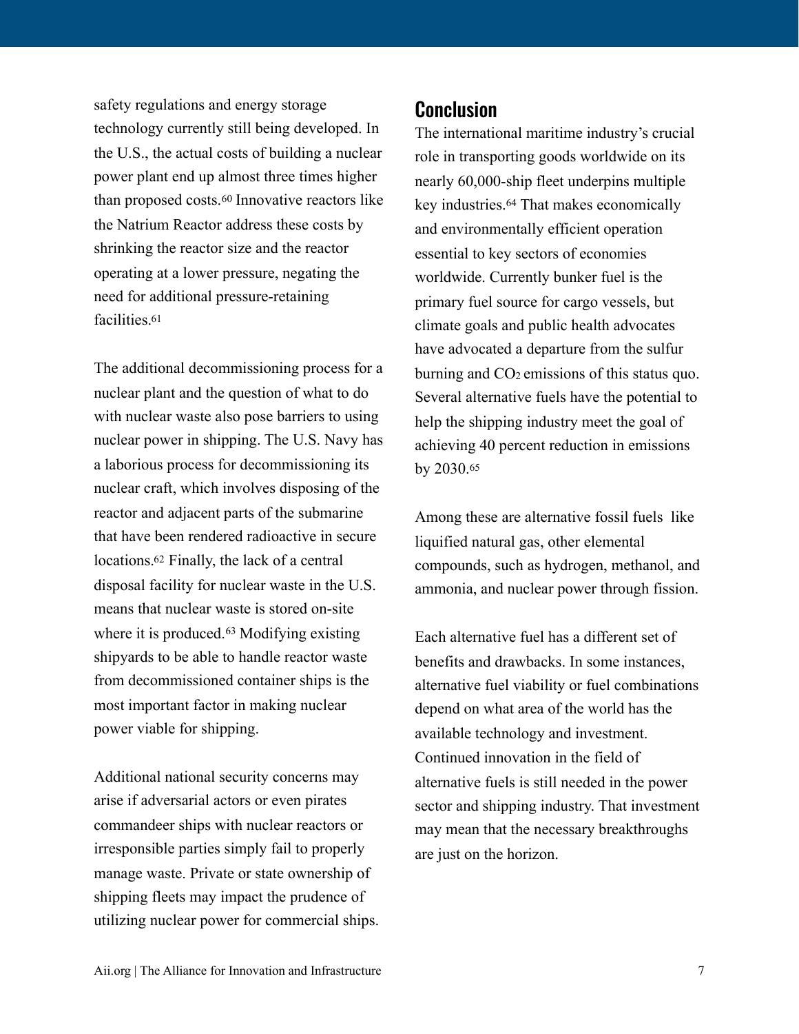safety regulations and energy storage technology currently still being developed. In the U.S., the actual costs of building a nuclear power plant end up almost three times higher than proposed costs.[60] Innovative reactors like the Natrium Reactor address these costs by shrinking the reactor size and the reactor operating at a lower pressure, negating the need for additional pressure-retaining facilities.[61]

The additional decommissioning process for a nuclear plant and the question of what to do with nuclear waste also pose barriers to using nuclear power in shipping. The U.S. Navy has a laborious process for decommissioning its nuclear craft, which involves disposing of the reactor and adjacent parts of the submarine that have been rendered radioactive in secure locations.[62] Finally, the lack of a central disposal facility for nuclear waste in the U.S. means that nuclear waste is stored on-site where it is produced.[63] Modifying existing shipyards to be able to handle reactor waste from decommissioned container ships is the most important factor in making nuclear power viable for shipping.

Additional national security concerns may arise if adversarial actors or even pirates commandeer ships with nuclear reactors or irresponsible parties simply fail to properly manage waste. Private or state ownership of shipping fleets may impact the prudence of utilizing nuclear power for commercial ships.

## Conclusion

The international maritime industry's crucial role in transporting goods worldwide on its nearly 60,000-ship fleet underpins multiple key industries.[64] That makes economically and environmentally efficient operation essential to key sectors of economies worldwide. Currently bunker fuel is the primary fuel source for cargo vessels, but climate goals and public health advocates have advocated a departure from the sulfur burning and $CO_2$ emissions of this status quo. Several alternative fuels have the potential to help the shipping industry meet the goal of achieving 40 percent reduction in emissions by 2030.[65]

Among these are alternative fossil fuels like liquified natural gas, other elemental compounds, such as hydrogen, methanol, and ammonia, and nuclear power through fission.

Each alternative fuel has a different set of benefits and drawbacks. In some instances, alternative fuel viability or fuel combinations depend on what area of the world has the available technology and investment. Continued innovation in the field of alternative fuels is still needed in the power sector and shipping industry. That investment may mean that the necessary breakthroughs are just on the horizon.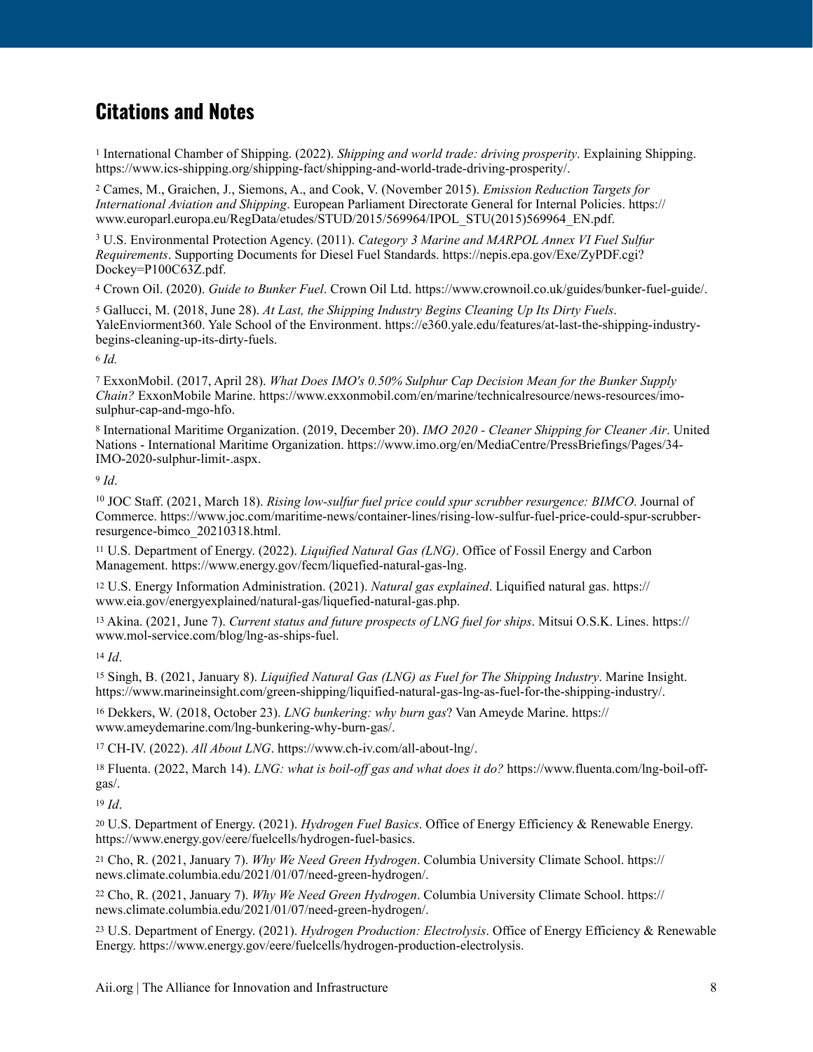## Citations and Notes

[1] International Chamber of Shipping. (2022). *Shipping and world trade: driving prosperity*. Explaining Shipping. https://www.ics-shipping.org/shipping-fact/shipping-and-world-trade-driving-prosperity/.

[2] Cames, M., Graichen, J., Siemons, A., and Cook, V. (November 2015). *Emission Reduction Targets for International Aviation and Shipping*. European Parliament Directorate General for Internal Policies. https://www.europarl.europa.eu/RegData/etudes/STUD/2015/569964/IPOL_STU(2015)569964_EN.pdf.

[3] U.S. Environmental Protection Agency. (2011). *Category 3 Marine and MARPOL Annex VI Fuel Sulfur Requirements*. Supporting Documents for Diesel Fuel Standards. https://nepis.epa.gov/Exe/ZyPDF.cgi?Dockey=P100C63Z.pdf.

[4] Crown Oil. (2020). *Guide to Bunker Fuel*. Crown Oil Ltd. https://www.crownoil.co.uk/guides/bunker-fuel-guide/.

[5] Gallucci, M. (2018, June 28). *At Last, the Shipping Industry Begins Cleaning Up Its Dirty Fuels*. YaleEnviorment360. Yale School of the Environment. https://e360.yale.edu/features/at-last-the-shipping-industry-begins-cleaning-up-its-dirty-fuels.

[6] *Id.*

[7] ExxonMobil. (2017, April 28). *What Does IMO's 0.50% Sulphur Cap Decision Mean for the Bunker Supply Chain?* ExxonMobile Marine. https://www.exxonmobil.com/en/marine/technicalresource/news-resources/imo-sulphur-cap-and-mgo-hfo.

[8] International Maritime Organization. (2019, December 20). *IMO 2020 - Cleaner Shipping for Cleaner Air*. United Nations - International Maritime Organization. https://www.imo.org/en/MediaCentre/PressBriefings/Pages/34-IMO-2020-sulphur-limit-.aspx.

[9] *Id*.

[10] JOC Staff. (2021, March 18). *Rising low-sulfur fuel price could spur scrubber resurgence: BIMCO*. Journal of Commerce. https://www.joc.com/maritime-news/container-lines/rising-low-sulfur-fuel-price-could-spur-scrubber-resurgence-bimco_20210318.html.

[11] U.S. Department of Energy. (2022). *Liquified Natural Gas (LNG)*. Office of Fossil Energy and Carbon Management. https://www.energy.gov/fecm/liquefied-natural-gas-lng.

[12] U.S. Energy Information Administration. (2021). *Natural gas explained*. Liquified natural gas. https://www.eia.gov/energyexplained/natural-gas/liquefied-natural-gas.php.

[13] Akina. (2021, June 7). *Current status and future prospects of LNG fuel for ships*. Mitsui O.S.K. Lines. https://www.mol-service.com/blog/lng-as-ships-fuel.

[14] *Id*.

[15] Singh, B. (2021, January 8). *Liquified Natural Gas (LNG) as Fuel for The Shipping Industry*. Marine Insight. https://www.marineinsight.com/green-shipping/liquified-natural-gas-lng-as-fuel-for-the-shipping-industry/.

[16] Dekkers, W. (2018, October 23). *LNG bunkering: why burn gas*? Van Ameyde Marine. https://www.ameydemarine.com/lng-bunkering-why-burn-gas/.

[17] CH-IV. (2022). *All About LNG*. https://www.ch-iv.com/all-about-lng/.

[18] Fluenta. (2022, March 14). *LNG: what is boil-off gas and what does it do?* https://www.fluenta.com/lng-boil-off-gas/.

[19] *Id*.

[20] U.S. Department of Energy. (2021). *Hydrogen Fuel Basics*. Office of Energy Efficiency & Renewable Energy. https://www.energy.gov/eere/fuelcells/hydrogen-fuel-basics.

[21] Cho, R. (2021, January 7). *Why We Need Green Hydrogen*. Columbia University Climate School. https://news.climate.columbia.edu/2021/01/07/need-green-hydrogen/.

[22] Cho, R. (2021, January 7). *Why We Need Green Hydrogen*. Columbia University Climate School. https://news.climate.columbia.edu/2021/01/07/need-green-hydrogen/.

[23] U.S. Department of Energy. (2021). *Hydrogen Production: Electrolysis*. Office of Energy Efficiency & Renewable Energy. https://www.energy.gov/eere/fuelcells/hydrogen-production-electrolysis.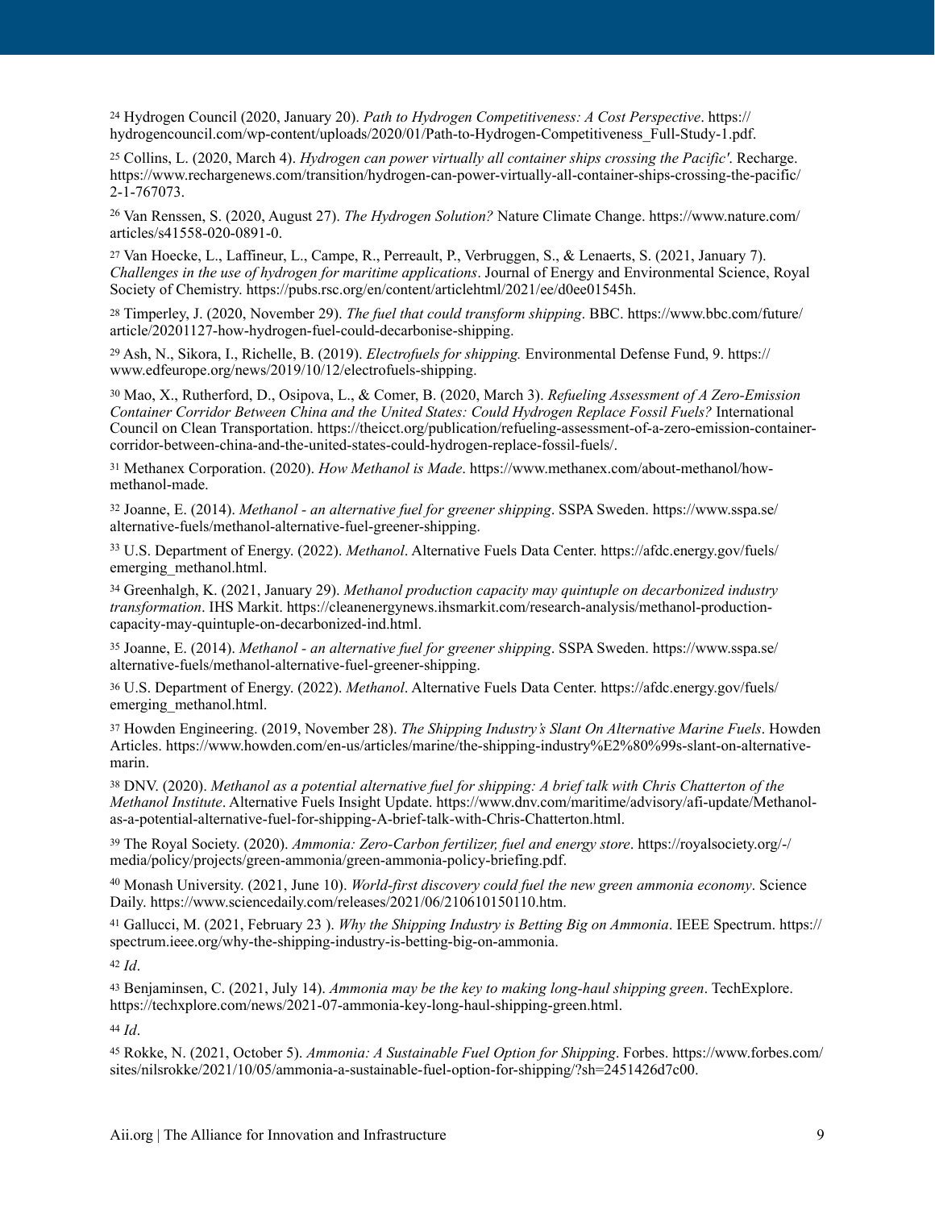[24] Hydrogen Council (2020, January 20). *Path to Hydrogen Competitiveness: A Cost Perspective*. https://hydrogencouncil.com/wp-content/uploads/2020/01/Path-to-Hydrogen-Competitiveness_Full-Study-1.pdf.

[25] Collins, L. (2020, March 4). *Hydrogen can power virtually all container ships crossing the Pacific'*. Recharge. https://www.rechargenews.com/transition/hydrogen-can-power-virtually-all-container-ships-crossing-the-pacific/2-1-767073.

[26] Van Renssen, S. (2020, August 27). *The Hydrogen Solution?* Nature Climate Change. https://www.nature.com/articles/s41558-020-0891-0.

[27] Van Hoecke, L., Laffineur, L., Campe, R., Perreault, P., Verbruggen, S., & Lenaerts, S. (2021, January 7). *Challenges in the use of hydrogen for maritime applications*. Journal of Energy and Environmental Science, Royal Society of Chemistry. https://pubs.rsc.org/en/content/articlehtml/2021/ee/d0ee01545h.

[28] Timperley, J. (2020, November 29). *The fuel that could transform shipping*. BBC. https://www.bbc.com/future/article/20201127-how-hydrogen-fuel-could-decarbonise-shipping.

[29] Ash, N., Sikora, I., Richelle, B. (2019). *Electrofuels for shipping.* Environmental Defense Fund, 9. https://www.edfeurope.org/news/2019/10/12/electrofuels-shipping.

[30] Mao, X., Rutherford, D., Osipova, L., & Comer, B. (2020, March 3). *Refueling Assessment of A Zero-Emission Container Corridor Between China and the United States: Could Hydrogen Replace Fossil Fuels?* International Council on Clean Transportation. https://theicct.org/publication/refueling-assessment-of-a-zero-emission-container-corridor-between-china-and-the-united-states-could-hydrogen-replace-fossil-fuels/.

[31] Methanex Corporation. (2020). *How Methanol is Made*. https://www.methanex.com/about-methanol/how-methanol-made.

[32] Joanne, E. (2014). *Methanol - an alternative fuel for greener shipping*. SSPA Sweden. https://www.sspa.se/alternative-fuels/methanol-alternative-fuel-greener-shipping.

[33] U.S. Department of Energy. (2022). *Methanol*. Alternative Fuels Data Center. https://afdc.energy.gov/fuels/emerging_methanol.html.

[34] Greenhalgh, K. (2021, January 29). *Methanol production capacity may quintuple on decarbonized industry transformation*. IHS Markit. https://cleanenergynews.ihsmarkit.com/research-analysis/methanol-production-capacity-may-quintuple-on-decarbonized-ind.html.

[35] Joanne, E. (2014). *Methanol - an alternative fuel for greener shipping*. SSPA Sweden. https://www.sspa.se/alternative-fuels/methanol-alternative-fuel-greener-shipping.

[36] U.S. Department of Energy. (2022). *Methanol*. Alternative Fuels Data Center. https://afdc.energy.gov/fuels/emerging_methanol.html.

[37] Howden Engineering. (2019, November 28). *The Shipping Industry's Slant On Alternative Marine Fuels*. Howden Articles. https://www.howden.com/en-us/articles/marine/the-shipping-industry%E2%80%99s-slant-on-alternative-marin.

[38] DNV. (2020). *Methanol as a potential alternative fuel for shipping: A brief talk with Chris Chatterton of the Methanol Institute*. Alternative Fuels Insight Update. https://www.dnv.com/maritime/advisory/afi-update/Methanol-as-a-potential-alternative-fuel-for-shipping-A-brief-talk-with-Chris-Chatterton.html.

[39] The Royal Society. (2020). *Ammonia: Zero-Carbon fertilizer, fuel and energy store*. https://royalsociety.org/-/media/policy/projects/green-ammonia/green-ammonia-policy-briefing.pdf.

[40] Monash University. (2021, June 10). *World-first discovery could fuel the new green ammonia economy*. Science Daily. https://www.sciencedaily.com/releases/2021/06/210610150110.htm.

[41] Gallucci, M. (2021, February 23 ). *Why the Shipping Industry is Betting Big on Ammonia*. IEEE Spectrum. https://spectrum.ieee.org/why-the-shipping-industry-is-betting-big-on-ammonia.

[42] *Id*.

[43] Benjaminsen, C. (2021, July 14). *Ammonia may be the key to making long-haul shipping green*. TechExplore. https://techxplore.com/news/2021-07-ammonia-key-long-haul-shipping-green.html.

[44] *Id*.

[45] Rokke, N. (2021, October 5). *Ammonia: A Sustainable Fuel Option for Shipping*. Forbes. https://www.forbes.com/sites/nilsrokke/2021/10/05/ammonia-a-sustainable-fuel-option-for-shipping/?sh=2451426d7c00.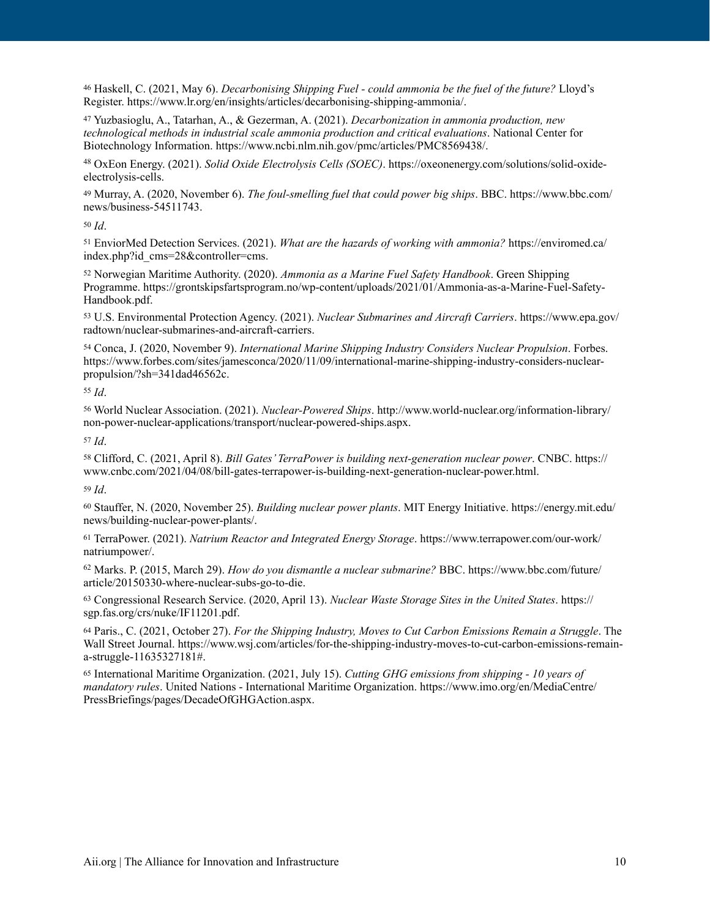[46] Haskell, C. (2021, May 6). *Decarbonising Shipping Fuel - could ammonia be the fuel of the future?* Lloyd's Register. https://www.lr.org/en/insights/articles/decarbonising-shipping-ammonia/.

[47] Yuzbasioglu, A., Tatarhan, A., & Gezerman, A. (2021). *Decarbonization in ammonia production, new technological methods in industrial scale ammonia production and critical evaluations*. National Center for Biotechnology Information. https://www.ncbi.nlm.nih.gov/pmc/articles/PMC8569438/.

[48] OxEon Energy. (2021). *Solid Oxide Electrolysis Cells (SOEC)*. https://oxeonenergy.com/solutions/solid-oxide-electrolysis-cells.

[49] Murray, A. (2020, November 6). *The foul-smelling fuel that could power big ships*. BBC. https://www.bbc.com/news/business-54511743.

[50] *Id*.

[51] EnviorMed Detection Services. (2021). *What are the hazards of working with ammonia?* https://enviromed.ca/index.php?id_cms=28&controller=cms.

[52] Norwegian Maritime Authority. (2020). *Ammonia as a Marine Fuel Safety Handbook*. Green Shipping Programme. https://grontskipsfartsprogram.no/wp-content/uploads/2021/01/Ammonia-as-a-Marine-Fuel-Safety-Handbook.pdf.

[53] U.S. Environmental Protection Agency. (2021). *Nuclear Submarines and Aircraft Carriers*. https://www.epa.gov/radtown/nuclear-submarines-and-aircraft-carriers.

[54] Conca, J. (2020, November 9). *International Marine Shipping Industry Considers Nuclear Propulsion*. Forbes. https://www.forbes.com/sites/jamesconca/2020/11/09/international-marine-shipping-industry-considers-nuclear-propulsion/?sh=341dad46562c.

[55] *Id*.

[56] World Nuclear Association. (2021). *Nuclear-Powered Ships*. http://www.world-nuclear.org/information-library/non-power-nuclear-applications/transport/nuclear-powered-ships.aspx.

[57] *Id*.

[58] Clifford, C. (2021, April 8). *Bill Gates' TerraPower is building next-generation nuclear power*. CNBC. https://www.cnbc.com/2021/04/08/bill-gates-terrapower-is-building-next-generation-nuclear-power.html.

[59] *Id*.

[60] Stauffer, N. (2020, November 25). *Building nuclear power plants*. MIT Energy Initiative. https://energy.mit.edu/news/building-nuclear-power-plants/.

[61] TerraPower. (2021). *Natrium Reactor and Integrated Energy Storage*. https://www.terrapower.com/our-work/natriumpower/.

[62] Marks. P. (2015, March 29). *How do you dismantle a nuclear submarine?* BBC. https://www.bbc.com/future/article/20150330-where-nuclear-subs-go-to-die.

[63] Congressional Research Service. (2020, April 13). *Nuclear Waste Storage Sites in the United States*. https://sgp.fas.org/crs/nuke/IF11201.pdf.

[64] Paris., C. (2021, October 27). *For the Shipping Industry, Moves to Cut Carbon Emissions Remain a Struggle*. The Wall Street Journal. https://www.wsj.com/articles/for-the-shipping-industry-moves-to-cut-carbon-emissions-remain-a-struggle-11635327181#.

[65] International Maritime Organization. (2021, July 15). *Cutting GHG emissions from shipping - 10 years of mandatory rules*. United Nations - International Maritime Organization. https://www.imo.org/en/MediaCentre/PressBriefings/pages/DecadeOfGHGAction.aspx.